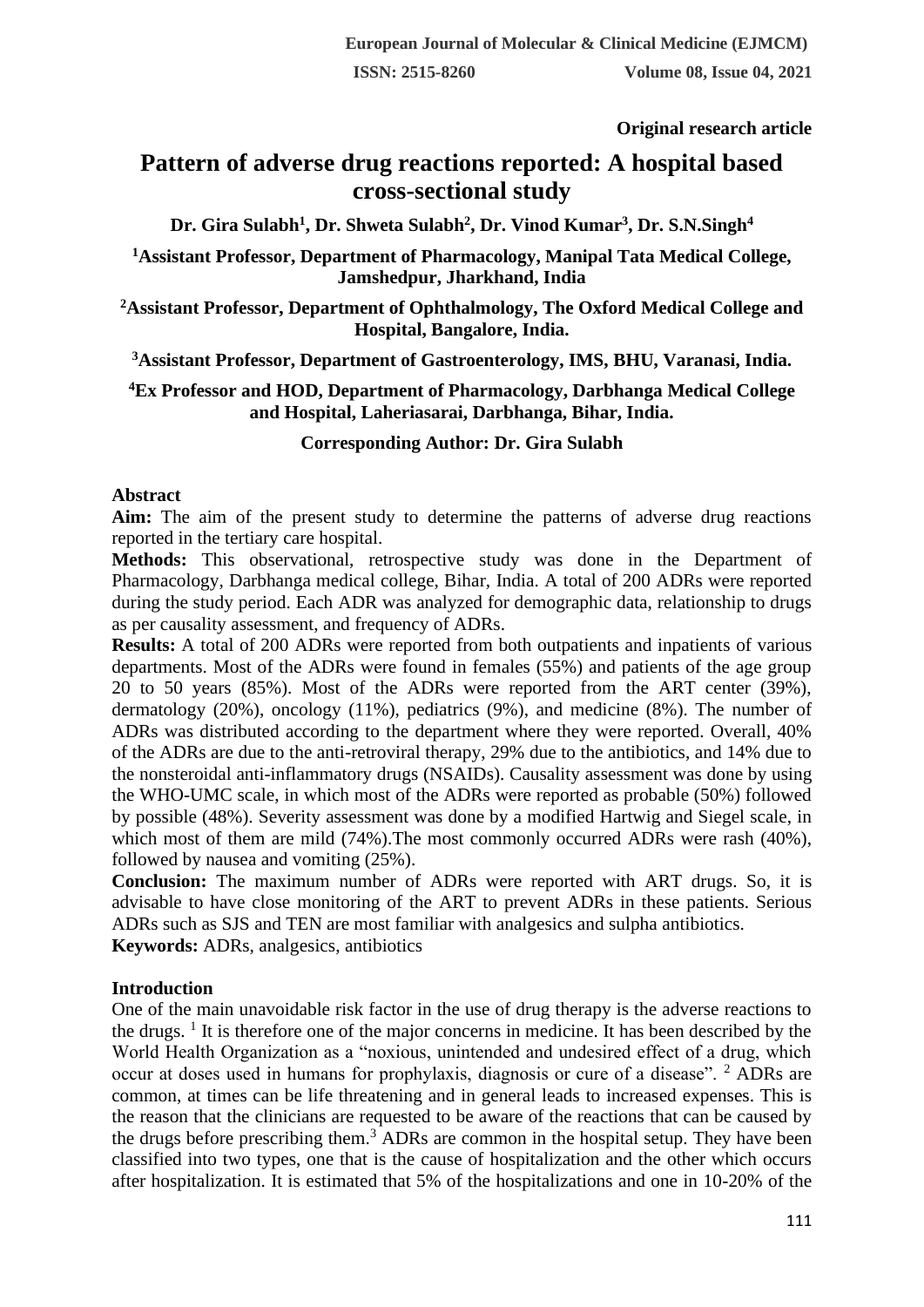**Original research article**

# Pattern of adverse drug reactions reported: A hospital based cross-sectional study

**Dr. Gira Sulabh[1], Dr. Shweta Sulabh[2], Dr. Vinod Kumar[3], Dr. S.N.Singh[4]**

**[1]Assistant Professor, Department of Pharmacology, Manipal Tata Medical College, Jamshedpur, Jharkhand, India**

**[2]Assistant Professor, Department of Ophthalmology, The Oxford Medical College and Hospital, Bangalore, India.**

**[3]Assistant Professor, Department of Gastroenterology, IMS, BHU, Varanasi, India.**

**[4]Ex Professor and HOD, Department of Pharmacology, Darbhanga Medical College and Hospital, Laheriasarai, Darbhanga, Bihar, India.**

**Corresponding Author: Dr. Gira Sulabh**

## Abstract

**Aim:** The aim of the present study to determine the patterns of adverse drug reactions reported in the tertiary care hospital.

**Methods:** This observational, retrospective study was done in the Department of Pharmacology, Darbhanga medical college, Bihar, India. A total of 200 ADRs were reported during the study period. Each ADR was analyzed for demographic data, relationship to drugs as per causality assessment, and frequency of ADRs.

**Results:** A total of 200 ADRs were reported from both outpatients and inpatients of various departments. Most of the ADRs were found in females (55%) and patients of the age group 20 to 50 years (85%). Most of the ADRs were reported from the ART center (39%), dermatology (20%), oncology (11%), pediatrics (9%), and medicine (8%). The number of ADRs was distributed according to the department where they were reported. Overall, 40% of the ADRs are due to the anti-retroviral therapy, 29% due to the antibiotics, and 14% due to the nonsteroidal anti-inflammatory drugs (NSAIDs). Causality assessment was done by using the WHO-UMC scale, in which most of the ADRs were reported as probable (50%) followed by possible (48%). Severity assessment was done by a modified Hartwig and Siegel scale, in which most of them are mild (74%).The most commonly occurred ADRs were rash (40%), followed by nausea and vomiting (25%).

**Conclusion:** The maximum number of ADRs were reported with ART drugs. So, it is advisable to have close monitoring of the ART to prevent ADRs in these patients. Serious ADRs such as SJS and TEN are most familiar with analgesics and sulpha antibiotics.

**Keywords:** ADRs, analgesics, antibiotics

## Introduction

One of the main unavoidable risk factor in the use of drug therapy is the adverse reactions to the drugs. [1] It is therefore one of the major concerns in medicine. It has been described by the World Health Organization as a "noxious, unintended and undesired effect of a drug, which occur at doses used in humans for prophylaxis, diagnosis or cure of a disease". [2] ADRs are common, at times can be life threatening and in general leads to increased expenses. This is the reason that the clinicians are requested to be aware of the reactions that can be caused by the drugs before prescribing them.[3] ADRs are common in the hospital setup. They have been classified into two types, one that is the cause of hospitalization and the other which occurs after hospitalization. It is estimated that 5% of the hospitalizations and one in 10-20% of the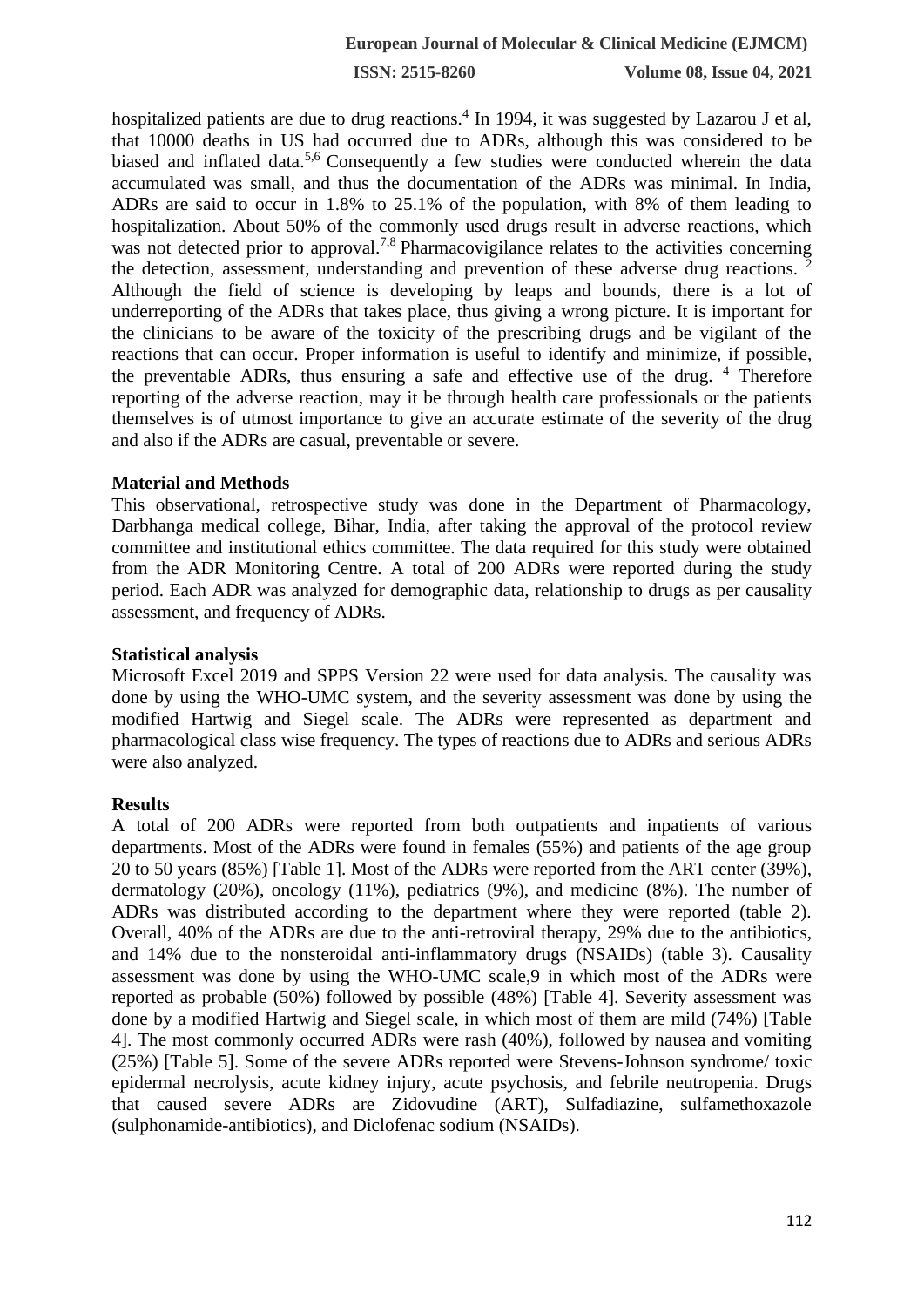hospitalized patients are due to drug reactions.[4] In 1994, it was suggested by Lazarou J et al, that 10000 deaths in US had occurred due to ADRs, although this was considered to be biased and inflated data.[5,6] Consequently a few studies were conducted wherein the data accumulated was small, and thus the documentation of the ADRs was minimal. In India, ADRs are said to occur in 1.8% to 25.1% of the population, with 8% of them leading to hospitalization. About 50% of the commonly used drugs result in adverse reactions, which was not detected prior to approval.[7,8] Pharmacovigilance relates to the activities concerning the detection, assessment, understanding and prevention of these adverse drug reactions. [2] Although the field of science is developing by leaps and bounds, there is a lot of underreporting of the ADRs that takes place, thus giving a wrong picture. It is important for the clinicians to be aware of the toxicity of the prescribing drugs and be vigilant of the reactions that can occur. Proper information is useful to identify and minimize, if possible, the preventable ADRs, thus ensuring a safe and effective use of the drug. [4] Therefore reporting of the adverse reaction, may it be through health care professionals or the patients themselves is of utmost importance to give an accurate estimate of the severity of the drug and also if the ADRs are casual, preventable or severe.

**Material and Methods**

This observational, retrospective study was done in the Department of Pharmacology, Darbhanga medical college, Bihar, India, after taking the approval of the protocol review committee and institutional ethics committee. The data required for this study were obtained from the ADR Monitoring Centre. A total of 200 ADRs were reported during the study period. Each ADR was analyzed for demographic data, relationship to drugs as per causality assessment, and frequency of ADRs.

**Statistical analysis**

Microsoft Excel 2019 and SPPS Version 22 were used for data analysis. The causality was done by using the WHO-UMC system, and the severity assessment was done by using the modified Hartwig and Siegel scale. The ADRs were represented as department and pharmacological class wise frequency. The types of reactions due to ADRs and serious ADRs were also analyzed.

**Results**

A total of 200 ADRs were reported from both outpatients and inpatients of various departments. Most of the ADRs were found in females (55%) and patients of the age group 20 to 50 years (85%) [Table 1]. Most of the ADRs were reported from the ART center (39%), dermatology (20%), oncology (11%), pediatrics (9%), and medicine (8%). The number of ADRs was distributed according to the department where they were reported (table 2). Overall, 40% of the ADRs are due to the anti-retroviral therapy, 29% due to the antibiotics, and 14% due to the nonsteroidal anti-inflammatory drugs (NSAIDs) (table 3). Causality assessment was done by using the WHO-UMC scale,9 in which most of the ADRs were reported as probable (50%) followed by possible (48%) [Table 4]. Severity assessment was done by a modified Hartwig and Siegel scale, in which most of them are mild (74%) [Table 4]. The most commonly occurred ADRs were rash (40%), followed by nausea and vomiting (25%) [Table 5]. Some of the severe ADRs reported were Stevens-Johnson syndrome/ toxic epidermal necrolysis, acute kidney injury, acute psychosis, and febrile neutropenia. Drugs that caused severe ADRs are Zidovudine (ART), Sulfadiazine, sulfamethoxazole (sulphonamide-antibiotics), and Diclofenac sodium (NSAIDs).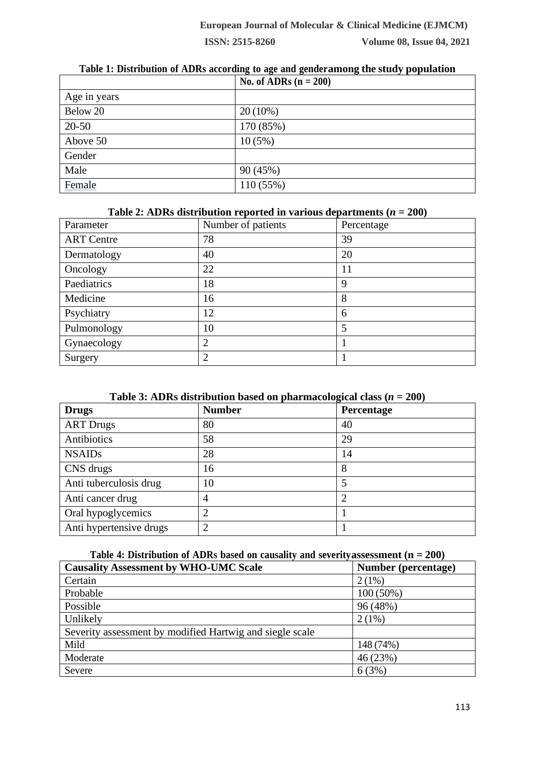**Table 1: Distribution of ADRs according to age and genderamong the study population**

| | No. of ADRs (n = 200) |
|---|---|
| Age in years | |
| Below 20 | 20 (10%) |
| 20-50 | 170 (85%) |
| Above 50 | 10 (5%) |
| Gender | |
| Male | 90 (45%) |
| Female | 110 (55%) |

**Table 2: ADRs distribution reported in various departments (*n* = 200)**

| Parameter | Number of patients | Percentage |
|---|---|---|
| ART Centre | 78 | 39 |
| Dermatology | 40 | 20 |
| Oncology | 22 | 11 |
| Paediatrics | 18 | 9 |
| Medicine | 16 | 8 |
| Psychiatry | 12 | 6 |
| Pulmonology | 10 | 5 |
| Gynaecology | 2 | 1 |
| Surgery | 2 | 1 |

**Table 3: ADRs distribution based on pharmacological class (*n* = 200)**

| Drugs | Number | Percentage |
|---|---|---|
| ART Drugs | 80 | 40 |
| Antibiotics | 58 | 29 |
| NSAIDs | 28 | 14 |
| CNS drugs | 16 | 8 |
| Anti tuberculosis drug | 10 | 5 |
| Anti cancer drug | 4 | 2 |
| Oral hypoglycemics | 2 | 1 |
| Anti hypertensive drugs | 2 | 1 |

**Table 4: Distribution of ADRs based on causality and severityassessment (n = 200)**

| Causality Assessment by WHO-UMC Scale | Number (percentage) |
|---|---|
| Certain | 2 (1%) |
| Probable | 100 (50%) |
| Possible | 96 (48%) |
| Unlikely | 2 (1%) |
| Severity assessment by modified Hartwig and siegle scale | |
| Mild | 148 (74%) |
| Moderate | 46 (23%) |
| Severe | 6 (3%) |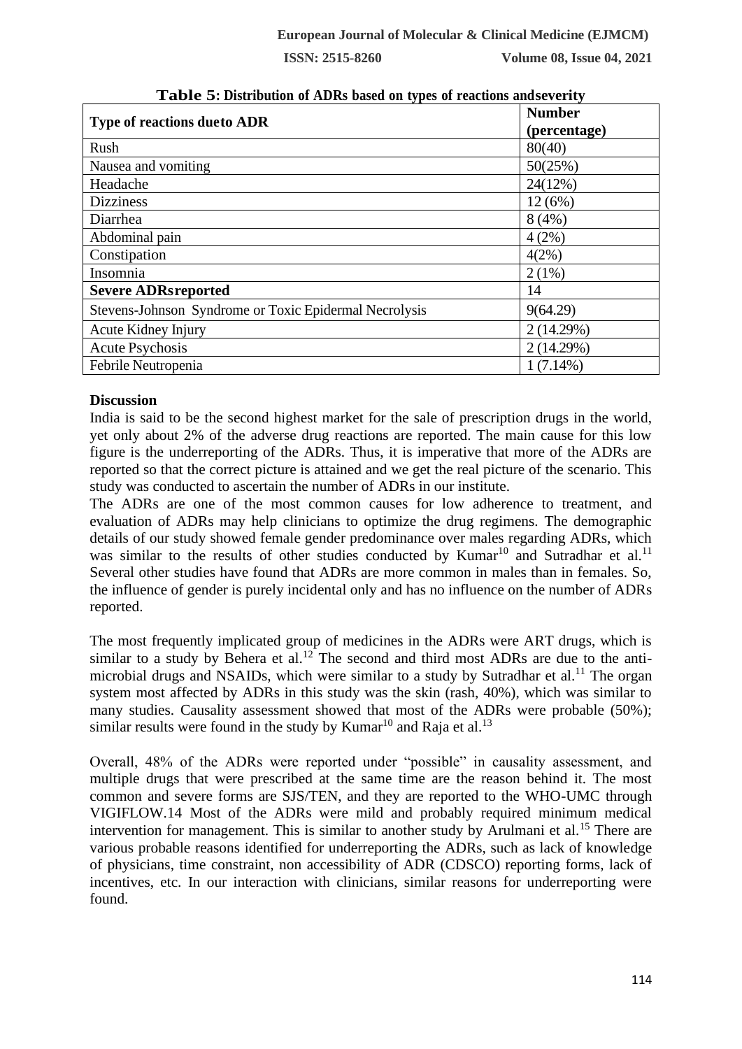**Table 5: Distribution of ADRs based on types of reactions andseverity**

| Type of reactions dueto ADR | Number (percentage) |
|---|---|
| Rush | 80(40) |
| Nausea and vomiting | 50(25%) |
| Headache | 24(12%) |
| Dizziness | 12 (6%) |
| Diarrhea | 8 (4%) |
| Abdominal pain | 4 (2%) |
| Constipation | 4(2%) |
| Insomnia | 2 (1%) |
| **Severe ADRsreported** | 14 |
| Stevens-Johnson Syndrome or Toxic Epidermal Necrolysis | 9(64.29) |
| Acute Kidney Injury | 2 (14.29%) |
| Acute Psychosis | 2 (14.29%) |
| Febrile Neutropenia | 1 (7.14%) |

**Discussion**

India is said to be the second highest market for the sale of prescription drugs in the world, yet only about 2% of the adverse drug reactions are reported. The main cause for this low figure is the underreporting of the ADRs. Thus, it is imperative that more of the ADRs are reported so that the correct picture is attained and we get the real picture of the scenario. This study was conducted to ascertain the number of ADRs in our institute.

The ADRs are one of the most common causes for low adherence to treatment, and evaluation of ADRs may help clinicians to optimize the drug regimens. The demographic details of our study showed female gender predominance over males regarding ADRs, which was similar to the results of other studies conducted by Kumar[10] and Sutradhar et al.[11] Several other studies have found that ADRs are more common in males than in females. So, the influence of gender is purely incidental only and has no influence on the number of ADRs reported.

The most frequently implicated group of medicines in the ADRs were ART drugs, which is similar to a study by Behera et al.[12] The second and third most ADRs are due to the anti-microbial drugs and NSAIDs, which were similar to a study by Sutradhar et al.[11] The organ system most affected by ADRs in this study was the skin (rash, 40%), which was similar to many studies. Causality assessment showed that most of the ADRs were probable (50%); similar results were found in the study by Kumar[10] and Raja et al.[13]

Overall, 48% of the ADRs were reported under "possible" in causality assessment, and multiple drugs that were prescribed at the same time are the reason behind it. The most common and severe forms are SJS/TEN, and they are reported to the WHO-UMC through VIGIFLOW.14 Most of the ADRs were mild and probably required minimum medical intervention for management. This is similar to another study by Arulmani et al.[15] There are various probable reasons identified for underreporting the ADRs, such as lack of knowledge of physicians, time constraint, non accessibility of ADR (CDSCO) reporting forms, lack of incentives, etc. In our interaction with clinicians, similar reasons for underreporting were found.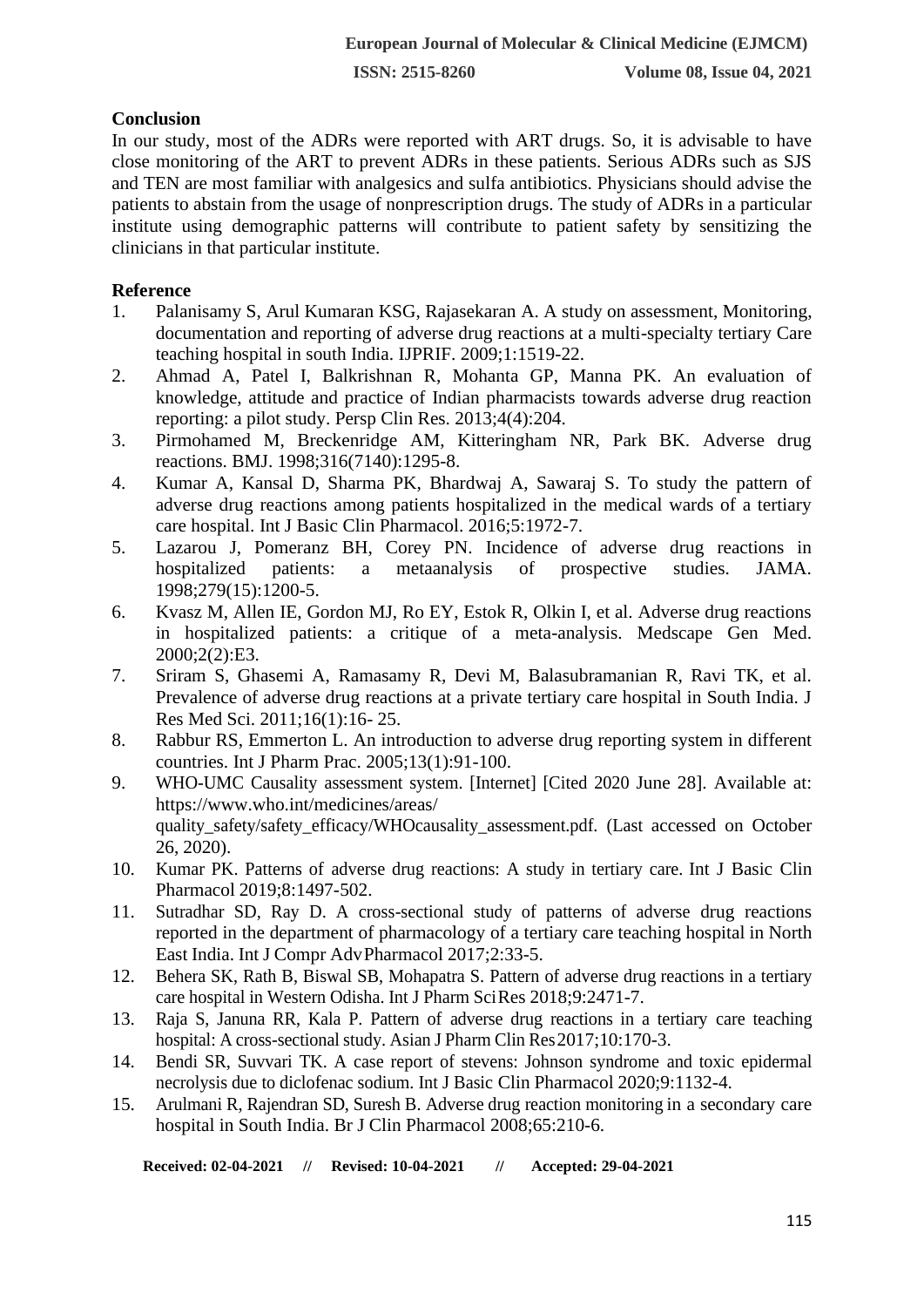## Conclusion

In our study, most of the ADRs were reported with ART drugs. So, it is advisable to have close monitoring of the ART to prevent ADRs in these patients. Serious ADRs such as SJS and TEN are most familiar with analgesics and sulfa antibiotics. Physicians should advise the patients to abstain from the usage of nonprescription drugs. The study of ADRs in a particular institute using demographic patterns will contribute to patient safety by sensitizing the clinicians in that particular institute.

## Reference

1. Palanisamy S, Arul Kumaran KSG, Rajasekaran A. A study on assessment, Monitoring, documentation and reporting of adverse drug reactions at a multi-specialty tertiary Care teaching hospital in south India. IJPRIF. 2009;1:1519-22.
2. Ahmad A, Patel I, Balkrishnan R, Mohanta GP, Manna PK. An evaluation of knowledge, attitude and practice of Indian pharmacists towards adverse drug reaction reporting: a pilot study. Persp Clin Res. 2013;4(4):204.
3. Pirmohamed M, Breckenridge AM, Kitteringham NR, Park BK. Adverse drug reactions. BMJ. 1998;316(7140):1295-8.
4. Kumar A, Kansal D, Sharma PK, Bhardwaj A, Sawaraj S. To study the pattern of adverse drug reactions among patients hospitalized in the medical wards of a tertiary care hospital. Int J Basic Clin Pharmacol. 2016;5:1972-7.
5. Lazarou J, Pomeranz BH, Corey PN. Incidence of adverse drug reactions in hospitalized patients: a metaanalysis of prospective studies. JAMA. 1998;279(15):1200-5.
6. Kvasz M, Allen IE, Gordon MJ, Ro EY, Estok R, Olkin I, et al. Adverse drug reactions in hospitalized patients: a critique of a meta-analysis. Medscape Gen Med. 2000;2(2):E3.
7. Sriram S, Ghasemi A, Ramasamy R, Devi M, Balasubramanian R, Ravi TK, et al. Prevalence of adverse drug reactions at a private tertiary care hospital in South India. J Res Med Sci. 2011;16(1):16- 25.
8. Rabbur RS, Emmerton L. An introduction to adverse drug reporting system in different countries. Int J Pharm Prac. 2005;13(1):91-100.
9. WHO-UMC Causality assessment system. [Internet] [Cited 2020 June 28]. Available at: https://www.who.int/medicines/areas/ quality_safety/safety_efficacy/WHOcausality_assessment.pdf. (Last accessed on October 26, 2020).
10. Kumar PK. Patterns of adverse drug reactions: A study in tertiary care. Int J Basic Clin Pharmacol 2019;8:1497-502.
11. Sutradhar SD, Ray D. A cross-sectional study of patterns of adverse drug reactions reported in the department of pharmacology of a tertiary care teaching hospital in North East India. Int J Compr AdvPharmacol 2017;2:33-5.
12. Behera SK, Rath B, Biswal SB, Mohapatra S. Pattern of adverse drug reactions in a tertiary care hospital in Western Odisha. Int J Pharm SciRes 2018;9:2471-7.
13. Raja S, Januna RR, Kala P. Pattern of adverse drug reactions in a tertiary care teaching hospital: A cross-sectional study. Asian J Pharm Clin Res2017;10:170-3.
14. Bendi SR, Suvvari TK. A case report of stevens: Johnson syndrome and toxic epidermal necrolysis due to diclofenac sodium. Int J Basic Clin Pharmacol 2020;9:1132-4.
15. Arulmani R, Rajendran SD, Suresh B. Adverse drug reaction monitoring in a secondary care hospital in South India. Br J Clin Pharmacol 2008;65:210-6.

**Received: 02-04-2021 // Revised: 10-04-2021 // Accepted: 29-04-2021**